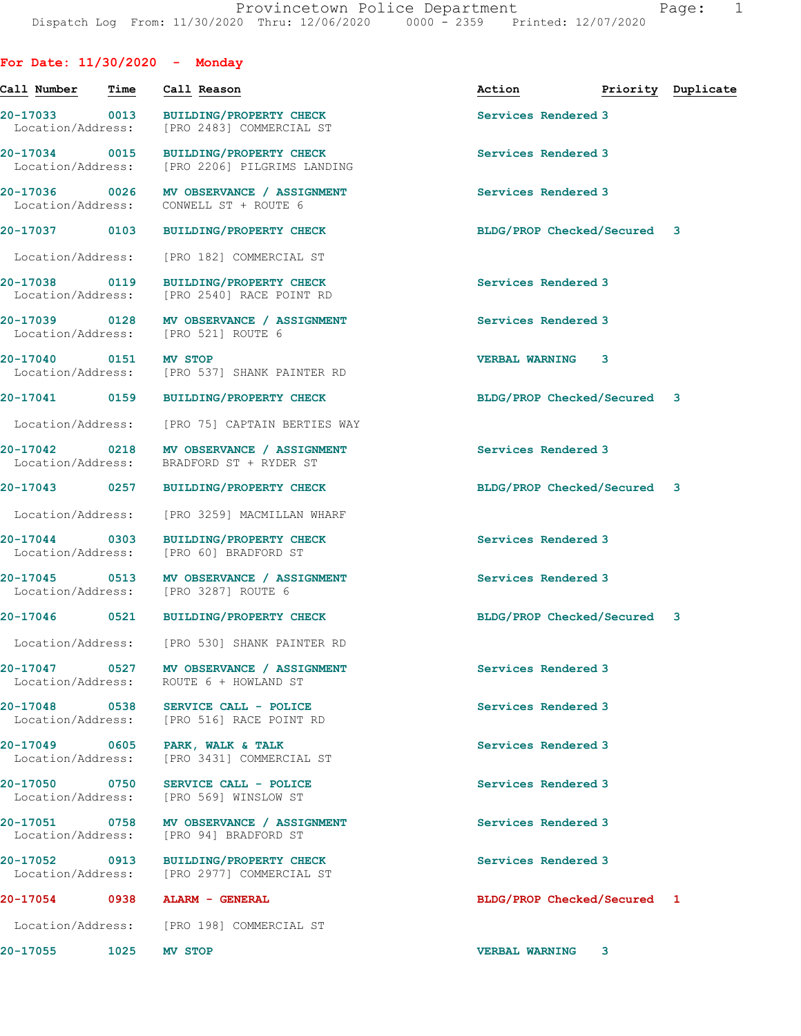Provincetown Police Department
Dispatch Log From: 11/30/2020 Thru: 12/06/2020 0000 - 2359 Printed: 12/07/2020

## For Date: 11/30/2020 - Monday

| Call Number | Time | Call Reason | Action | Priority | Duplicate |
|---|---|---|---|---|---|
| 20-17033 | 0013 | BUILDING/PROPERTY CHECK<br>Location/Address: [PRO 2483] COMMERCIAL ST | Services Rendered | 3 | |
| 20-17034 | 0015 | BUILDING/PROPERTY CHECK<br>Location/Address: [PRO 2206] PILGRIMS LANDING | Services Rendered | 3 | |
| 20-17036 | 0026 | MV OBSERVANCE / ASSIGNMENT<br>Location/Address: CONWELL ST + ROUTE 6 | Services Rendered | 3 | |
| 20-17037 | 0103 | BUILDING/PROPERTY CHECK<br>Location/Address: [PRO 182] COMMERCIAL ST | BLDG/PROP Checked/Secured | 3 | |
| 20-17038 | 0119 | BUILDING/PROPERTY CHECK<br>Location/Address: [PRO 2540] RACE POINT RD | Services Rendered | 3 | |
| 20-17039 | 0128 | MV OBSERVANCE / ASSIGNMENT<br>Location/Address: [PRO 521] ROUTE 6 | Services Rendered | 3 | |
| 20-17040 | 0151 | MV STOP<br>Location/Address: [PRO 537] SHANK PAINTER RD | VERBAL WARNING | 3 | |
| 20-17041 | 0159 | BUILDING/PROPERTY CHECK<br>Location/Address: [PRO 75] CAPTAIN BERTIES WAY | BLDG/PROP Checked/Secured | 3 | |
| 20-17042 | 0218 | MV OBSERVANCE / ASSIGNMENT<br>Location/Address: BRADFORD ST + RYDER ST | Services Rendered | 3 | |
| 20-17043 | 0257 | BUILDING/PROPERTY CHECK<br>Location/Address: [PRO 3259] MACMILLAN WHARF | BLDG/PROP Checked/Secured | 3 | |
| 20-17044 | 0303 | BUILDING/PROPERTY CHECK<br>Location/Address: [PRO 60] BRADFORD ST | Services Rendered | 3 | |
| 20-17045 | 0513 | MV OBSERVANCE / ASSIGNMENT<br>Location/Address: [PRO 3287] ROUTE 6 | Services Rendered | 3 | |
| 20-17046 | 0521 | BUILDING/PROPERTY CHECK<br>Location/Address: [PRO 530] SHANK PAINTER RD | BLDG/PROP Checked/Secured | 3 | |
| 20-17047 | 0527 | MV OBSERVANCE / ASSIGNMENT<br>Location/Address: ROUTE 6 + HOWLAND ST | Services Rendered | 3 | |
| 20-17048 | 0538 | SERVICE CALL - POLICE<br>Location/Address: [PRO 516] RACE POINT RD | Services Rendered | 3 | |
| 20-17049 | 0605 | PARK, WALK & TALK<br>Location/Address: [PRO 3431] COMMERCIAL ST | Services Rendered | 3 | |
| 20-17050 | 0750 | SERVICE CALL - POLICE<br>Location/Address: [PRO 569] WINSLOW ST | Services Rendered | 3 | |
| 20-17051 | 0758 | MV OBSERVANCE / ASSIGNMENT<br>Location/Address: [PRO 94] BRADFORD ST | Services Rendered | 3 | |
| 20-17052 | 0913 | BUILDING/PROPERTY CHECK<br>Location/Address: [PRO 2977] COMMERCIAL ST | Services Rendered | 3 | |
| 20-17054 | 0938 | ALARM - GENERAL<br>Location/Address: [PRO 198] COMMERCIAL ST | BLDG/PROP Checked/Secured | 1 | |
| 20-17055 | 1025 | MV STOP | VERBAL WARNING | 3 | |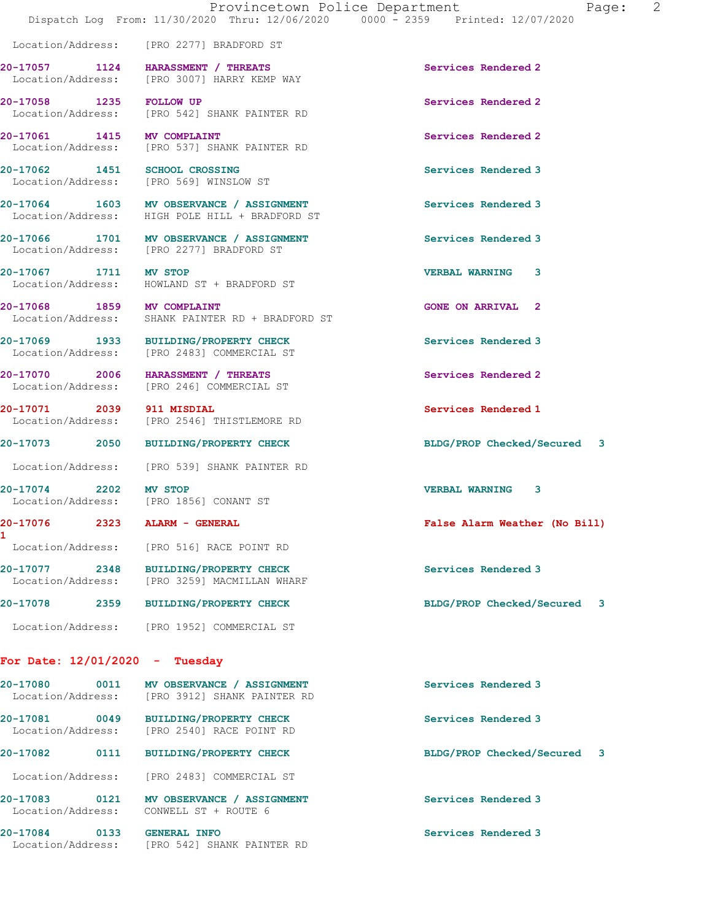Location/Address: [PRO 2277] BRADFORD ST

**20-17057** 1124 **HARASSMENT / THREATS** Services Rendered 2
Location/Address: [PRO 3007] HARRY KEMP WAY

**20-17058** 1235 **FOLLOW UP** Services Rendered 2
Location/Address: [PRO 542] SHANK PAINTER RD

**20-17061** 1415 **MV COMPLAINT** Services Rendered 2
Location/Address: [PRO 537] SHANK PAINTER RD

**20-17062** 1451 **SCHOOL CROSSING** Services Rendered 3
Location/Address: [PRO 569] WINSLOW ST

**20-17064** 1603 **MV OBSERVANCE / ASSIGNMENT** Services Rendered 3
Location/Address: HIGH POLE HILL + BRADFORD ST

**20-17066** 1701 **MV OBSERVANCE / ASSIGNMENT** Services Rendered 3
Location/Address: [PRO 2277] BRADFORD ST

**20-17067** 1711 **MV STOP** VERBAL WARNING 3
Location/Address: HOWLAND ST + BRADFORD ST

**20-17068** 1859 **MV COMPLAINT** GONE ON ARRIVAL 2
Location/Address: SHANK PAINTER RD + BRADFORD ST

**20-17069** 1933 **BUILDING/PROPERTY CHECK** Services Rendered 3
Location/Address: [PRO 2483] COMMERCIAL ST

**20-17070** 2006 **HARASSMENT / THREATS** Services Rendered 2
Location/Address: [PRO 246] COMMERCIAL ST

**20-17071** 2039 **911 MISDIAL** Services Rendered 1
Location/Address: [PRO 2546] THISTLEMORE RD

**20-17073** 2050 **BUILDING/PROPERTY CHECK** BLDG/PROP Checked/Secured 3
Location/Address: [PRO 539] SHANK PAINTER RD

**20-17074** 2202 **MV STOP** VERBAL WARNING 3
Location/Address: [PRO 1856] CONANT ST

**20-17076** 2323 **ALARM - GENERAL** False Alarm Weather (No Bill) 1
Location/Address: [PRO 516] RACE POINT RD

**20-17077** 2348 **BUILDING/PROPERTY CHECK** Services Rendered 3
Location/Address: [PRO 3259] MACMILLAN WHARF

**20-17078** 2359 **BUILDING/PROPERTY CHECK** BLDG/PROP Checked/Secured 3
Location/Address: [PRO 1952] COMMERCIAL ST

## For Date: 12/01/2020 - Tuesday

**20-17080** 0011 **MV OBSERVANCE / ASSIGNMENT** Services Rendered 3
Location/Address: [PRO 3912] SHANK PAINTER RD

**20-17081** 0049 **BUILDING/PROPERTY CHECK** Services Rendered 3
Location/Address: [PRO 2540] RACE POINT RD

**20-17082** 0111 **BUILDING/PROPERTY CHECK** BLDG/PROP Checked/Secured 3
Location/Address: [PRO 2483] COMMERCIAL ST

**20-17083** 0121 **MV OBSERVANCE / ASSIGNMENT** Services Rendered 3
Location/Address: CONWELL ST + ROUTE 6

**20-17084** 0133 **GENERAL INFO** Services Rendered 3
Location/Address: [PRO 542] SHANK PAINTER RD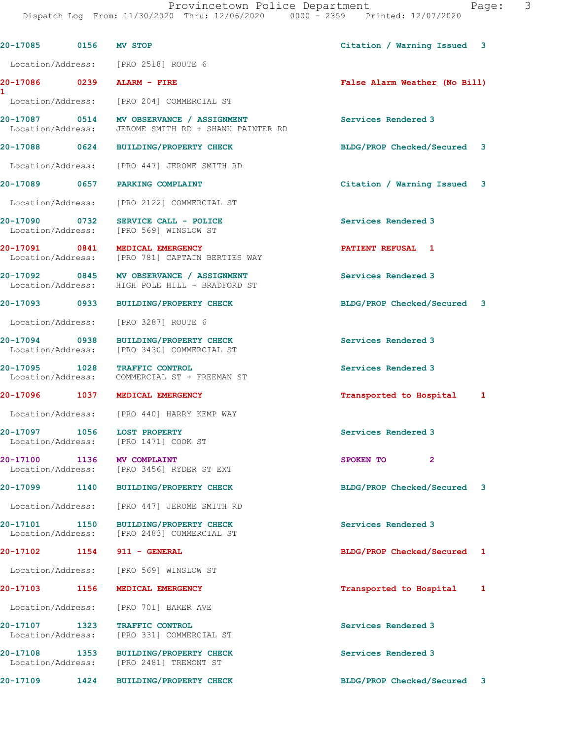20-17085 0156 MV STOP Citation / Warning Issued 3

Location/Address: [PRO 2518] ROUTE 6

20-17086 0239 ALARM - FIRE False Alarm Weather (No Bill) 1

Location/Address: [PRO 204] COMMERCIAL ST

20-17087 0514 MV OBSERVANCE / ASSIGNMENT Services Rendered 3

Location/Address: JEROME SMITH RD + SHANK PAINTER RD

20-17088 0624 BUILDING/PROPERTY CHECK BLDG/PROP Checked/Secured 3

Location/Address: [PRO 447] JEROME SMITH RD

20-17089 0657 PARKING COMPLAINT Citation / Warning Issued 3

Location/Address: [PRO 2122] COMMERCIAL ST

20-17090 0732 SERVICE CALL - POLICE Services Rendered 3

Location/Address: [PRO 569] WINSLOW ST

20-17091 0841 MEDICAL EMERGENCY PATIENT REFUSAL 1

Location/Address: [PRO 781] CAPTAIN BERTIES WAY

20-17092 0845 MV OBSERVANCE / ASSIGNMENT Services Rendered 3

Location/Address: HIGH POLE HILL + BRADFORD ST

20-17093 0933 BUILDING/PROPERTY CHECK BLDG/PROP Checked/Secured 3

Location/Address: [PRO 3287] ROUTE 6

20-17094 0938 BUILDING/PROPERTY CHECK Services Rendered 3

Location/Address: [PRO 3430] COMMERCIAL ST

20-17095 1028 TRAFFIC CONTROL Services Rendered 3

Location/Address: COMMERCIAL ST + FREEMAN ST

20-17096 1037 MEDICAL EMERGENCY Transported to Hospital 1

Location/Address: [PRO 440] HARRY KEMP WAY

20-17097 1056 LOST PROPERTY Services Rendered 3

Location/Address: [PRO 1471] COOK ST

20-17100 1136 MV COMPLAINT SPOKEN TO 2

Location/Address: [PRO 3456] RYDER ST EXT

20-17099 1140 BUILDING/PROPERTY CHECK BLDG/PROP Checked/Secured 3

Location/Address: [PRO 447] JEROME SMITH RD

20-17101 1150 BUILDING/PROPERTY CHECK Services Rendered 3

Location/Address: [PRO 2483] COMMERCIAL ST

20-17102 1154 911 - GENERAL BLDG/PROP Checked/Secured 1

Location/Address: [PRO 569] WINSLOW ST

20-17103 1156 MEDICAL EMERGENCY Transported to Hospital 1

Location/Address: [PRO 701] BAKER AVE

20-17107 1323 TRAFFIC CONTROL Services Rendered 3

Location/Address: [PRO 331] COMMERCIAL ST

20-17108 1353 BUILDING/PROPERTY CHECK Services Rendered 3

Location/Address: [PRO 2481] TREMONT ST

20-17109 1424 BUILDING/PROPERTY CHECK BLDG/PROP Checked/Secured 3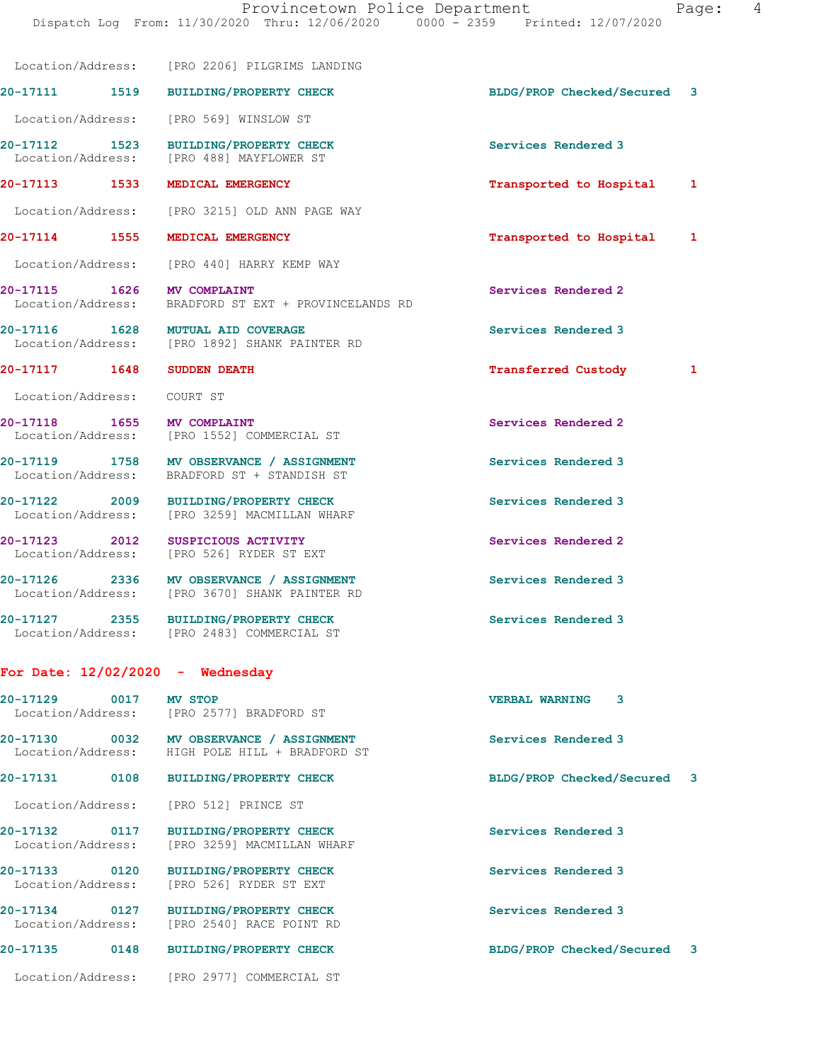Location/Address: [PRO 2206] PILGRIMS LANDING

20-17111 1519 BUILDING/PROPERTY CHECK BLDG/PROP Checked/Secured 3

Location/Address: [PRO 569] WINSLOW ST

20-17112 1523 BUILDING/PROPERTY CHECK Services Rendered 3
Location/Address: [PRO 488] MAYFLOWER ST

20-17113 1533 MEDICAL EMERGENCY Transported to Hospital 1

Location/Address: [PRO 3215] OLD ANN PAGE WAY

20-17114 1555 MEDICAL EMERGENCY Transported to Hospital 1

Location/Address: [PRO 440] HARRY KEMP WAY

20-17115 1626 MV COMPLAINT Services Rendered 2
Location/Address: BRADFORD ST EXT + PROVINCELANDS RD

20-17116 1628 MUTUAL AID COVERAGE Services Rendered 3
Location/Address: [PRO 1892] SHANK PAINTER RD

20-17117 1648 SUDDEN DEATH Transferred Custody 1

Location/Address: COURT ST

20-17118 1655 MV COMPLAINT Services Rendered 2
Location/Address: [PRO 1552] COMMERCIAL ST

20-17119 1758 MV OBSERVANCE / ASSIGNMENT Services Rendered 3
Location/Address: BRADFORD ST + STANDISH ST

20-17122 2009 BUILDING/PROPERTY CHECK Services Rendered 3
Location/Address: [PRO 3259] MACMILLAN WHARF

20-17123 2012 SUSPICIOUS ACTIVITY Services Rendered 2
Location/Address: [PRO 526] RYDER ST EXT

20-17126 2336 MV OBSERVANCE / ASSIGNMENT Services Rendered 3
Location/Address: [PRO 3670] SHANK PAINTER RD

20-17127 2355 BUILDING/PROPERTY CHECK Services Rendered 3
Location/Address: [PRO 2483] COMMERCIAL ST

**For Date: 12/02/2020 - Wednesday**

20-17129 0017 MV STOP VERBAL WARNING 3
Location/Address: [PRO 2577] BRADFORD ST

20-17130 0032 MV OBSERVANCE / ASSIGNMENT Services Rendered 3
Location/Address: HIGH POLE HILL + BRADFORD ST

20-17131 0108 BUILDING/PROPERTY CHECK BLDG/PROP Checked/Secured 3

Location/Address: [PRO 512] PRINCE ST

20-17132 0117 BUILDING/PROPERTY CHECK Services Rendered 3
Location/Address: [PRO 3259] MACMILLAN WHARF

20-17133 0120 BUILDING/PROPERTY CHECK Services Rendered 3
Location/Address: [PRO 526] RYDER ST EXT

20-17134 0127 BUILDING/PROPERTY CHECK Services Rendered 3
Location/Address: [PRO 2540] RACE POINT RD

20-17135 0148 BUILDING/PROPERTY CHECK BLDG/PROP Checked/Secured 3

Location/Address: [PRO 2977] COMMERCIAL ST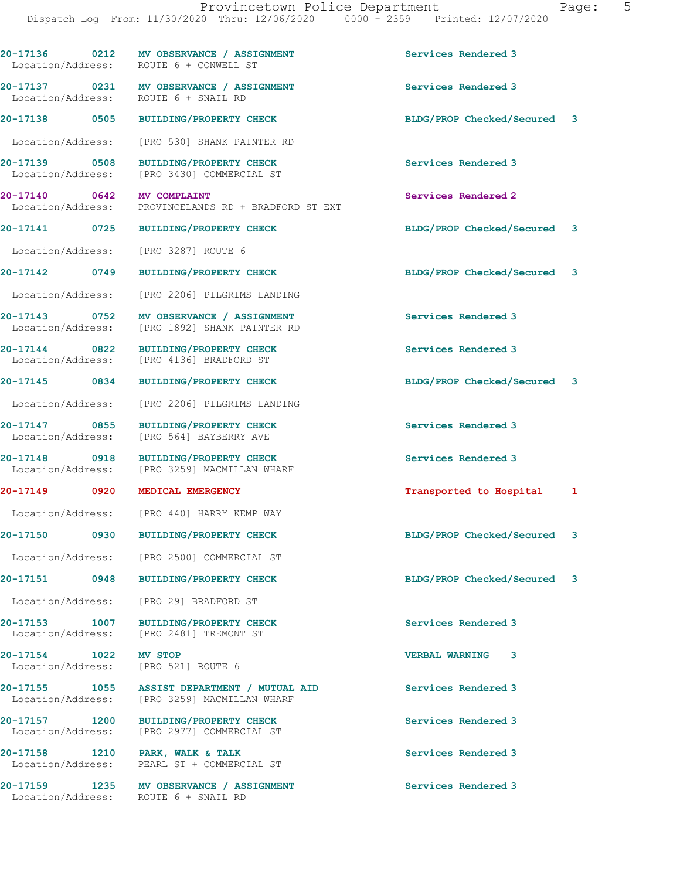20-17136 0212 MV OBSERVANCE / ASSIGNMENT Services Rendered 3
Location/Address: ROUTE 6 + CONWELL ST

20-17137 0231 MV OBSERVANCE / ASSIGNMENT Services Rendered 3
Location/Address: ROUTE 6 + SNAIL RD

20-17138 0505 BUILDING/PROPERTY CHECK BLDG/PROP Checked/Secured 3
Location/Address: [PRO 530] SHANK PAINTER RD

20-17139 0508 BUILDING/PROPERTY CHECK Services Rendered 3
Location/Address: [PRO 3430] COMMERCIAL ST

20-17140 0642 MV COMPLAINT Services Rendered 2
Location/Address: PROVINCELANDS RD + BRADFORD ST EXT

20-17141 0725 BUILDING/PROPERTY CHECK BLDG/PROP Checked/Secured 3
Location/Address: [PRO 3287] ROUTE 6

20-17142 0749 BUILDING/PROPERTY CHECK BLDG/PROP Checked/Secured 3
Location/Address: [PRO 2206] PILGRIMS LANDING

20-17143 0752 MV OBSERVANCE / ASSIGNMENT Services Rendered 3
Location/Address: [PRO 1892] SHANK PAINTER RD

20-17144 0822 BUILDING/PROPERTY CHECK Services Rendered 3
Location/Address: [PRO 4136] BRADFORD ST

20-17145 0834 BUILDING/PROPERTY CHECK BLDG/PROP Checked/Secured 3
Location/Address: [PRO 2206] PILGRIMS LANDING

20-17147 0855 BUILDING/PROPERTY CHECK Services Rendered 3
Location/Address: [PRO 564] BAYBERRY AVE

20-17148 0918 BUILDING/PROPERTY CHECK Services Rendered 3
Location/Address: [PRO 3259] MACMILLAN WHARF

20-17149 0920 MEDICAL EMERGENCY Transported to Hospital 1
Location/Address: [PRO 440] HARRY KEMP WAY

20-17150 0930 BUILDING/PROPERTY CHECK BLDG/PROP Checked/Secured 3
Location/Address: [PRO 2500] COMMERCIAL ST

20-17151 0948 BUILDING/PROPERTY CHECK BLDG/PROP Checked/Secured 3
Location/Address: [PRO 29] BRADFORD ST

20-17153 1007 BUILDING/PROPERTY CHECK Services Rendered 3
Location/Address: [PRO 2481] TREMONT ST

20-17154 1022 MV STOP VERBAL WARNING 3
Location/Address: [PRO 521] ROUTE 6

20-17155 1055 ASSIST DEPARTMENT / MUTUAL AID Services Rendered 3
Location/Address: [PRO 3259] MACMILLAN WHARF

20-17157 1200 BUILDING/PROPERTY CHECK Services Rendered 3
Location/Address: [PRO 2977] COMMERCIAL ST

20-17158 1210 PARK, WALK & TALK Services Rendered 3
Location/Address: PEARL ST + COMMERCIAL ST

20-17159 1235 MV OBSERVANCE / ASSIGNMENT Services Rendered 3
Location/Address: ROUTE 6 + SNAIL RD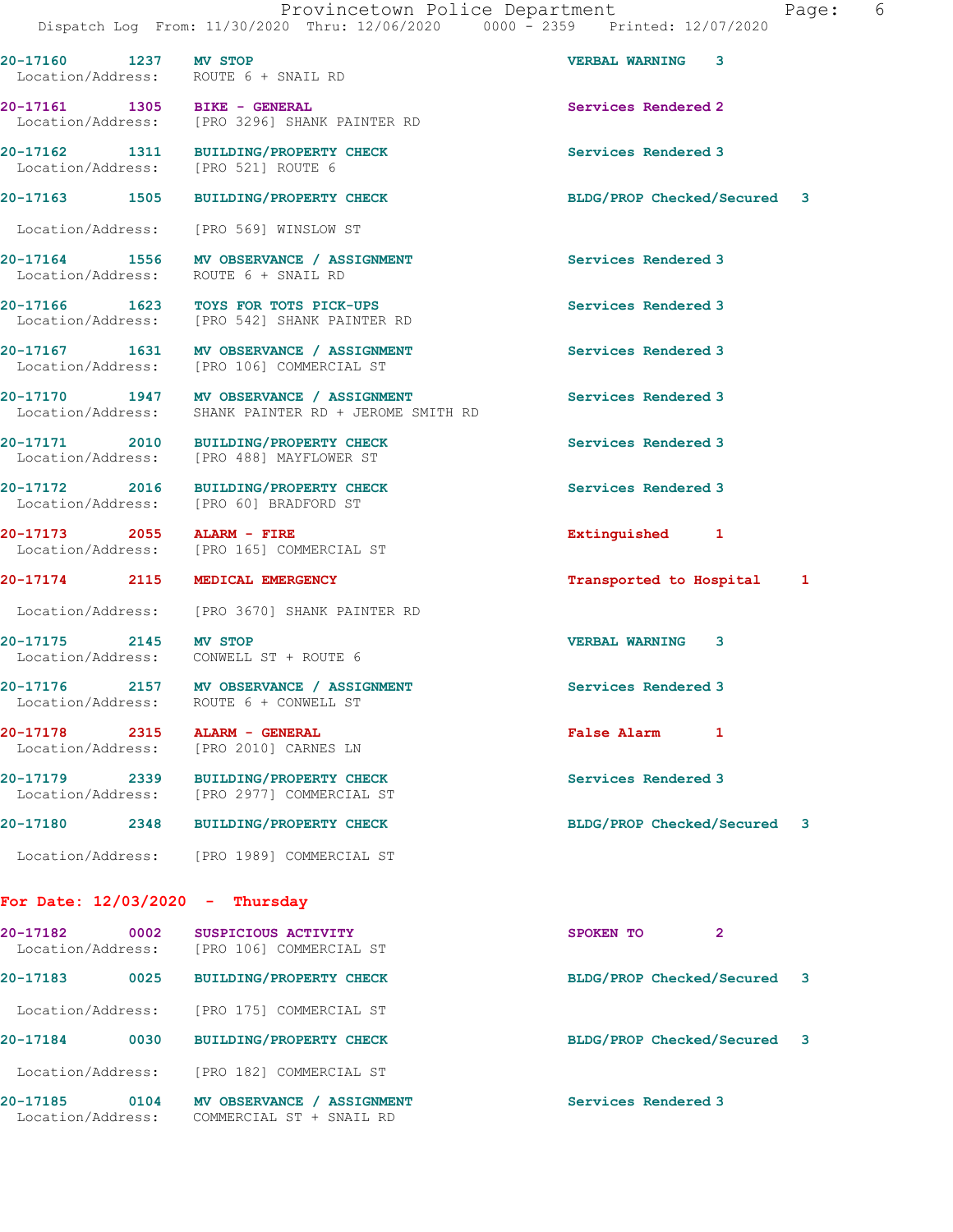| Call # | Time | Call Reason | Action | Priority |
|---|---|---|---|---|
| 20-17160 | 1237 | MV STOP | VERBAL WARNING | 3 |

Location/Address: ROUTE 6 + SNAIL RD

| Call # | Time | Call Reason | Action | Priority |
|---|---|---|---|---|
| 20-17161 | 1305 | BIKE - GENERAL | Services Rendered | 2 |

Location/Address: [PRO 3296] SHANK PAINTER RD

| Call # | Time | Call Reason | Action | Priority |
|---|---|---|---|---|
| 20-17162 | 1311 | BUILDING/PROPERTY CHECK | Services Rendered | 3 |

Location/Address: [PRO 521] ROUTE 6

| Call # | Time | Call Reason | Action | Priority |
|---|---|---|---|---|
| 20-17163 | 1505 | BUILDING/PROPERTY CHECK | BLDG/PROP Checked/Secured | 3 |

Location/Address: [PRO 569] WINSLOW ST

| Call # | Time | Call Reason | Action | Priority |
|---|---|---|---|---|
| 20-17164 | 1556 | MV OBSERVANCE / ASSIGNMENT | Services Rendered | 3 |

Location/Address: ROUTE 6 + SNAIL RD

| Call # | Time | Call Reason | Action | Priority |
|---|---|---|---|---|
| 20-17166 | 1623 | TOYS FOR TOTS PICK-UPS | Services Rendered | 3 |

Location/Address: [PRO 542] SHANK PAINTER RD

| Call # | Time | Call Reason | Action | Priority |
|---|---|---|---|---|
| 20-17167 | 1631 | MV OBSERVANCE / ASSIGNMENT | Services Rendered | 3 |

Location/Address: [PRO 106] COMMERCIAL ST

| Call # | Time | Call Reason | Action | Priority |
|---|---|---|---|---|
| 20-17170 | 1947 | MV OBSERVANCE / ASSIGNMENT | Services Rendered | 3 |

Location/Address: SHANK PAINTER RD + JEROME SMITH RD

| Call # | Time | Call Reason | Action | Priority |
|---|---|---|---|---|
| 20-17171 | 2010 | BUILDING/PROPERTY CHECK | Services Rendered | 3 |

Location/Address: [PRO 488] MAYFLOWER ST

| Call # | Time | Call Reason | Action | Priority |
|---|---|---|---|---|
| 20-17172 | 2016 | BUILDING/PROPERTY CHECK | Services Rendered | 3 |

Location/Address: [PRO 60] BRADFORD ST

| Call # | Time | Call Reason | Action | Priority |
|---|---|---|---|---|
| 20-17173 | 2055 | ALARM - FIRE | Extinguished | 1 |

Location/Address: [PRO 165] COMMERCIAL ST

| Call # | Time | Call Reason | Action | Priority |
|---|---|---|---|---|
| 20-17174 | 2115 | MEDICAL EMERGENCY | Transported to Hospital | 1 |

Location/Address: [PRO 3670] SHANK PAINTER RD

| Call # | Time | Call Reason | Action | Priority |
|---|---|---|---|---|
| 20-17175 | 2145 | MV STOP | VERBAL WARNING | 3 |

Location/Address: CONWELL ST + ROUTE 6

| Call # | Time | Call Reason | Action | Priority |
|---|---|---|---|---|
| 20-17176 | 2157 | MV OBSERVANCE / ASSIGNMENT | Services Rendered | 3 |

Location/Address: ROUTE 6 + CONWELL ST

| Call # | Time | Call Reason | Action | Priority |
|---|---|---|---|---|
| 20-17178 | 2315 | ALARM - GENERAL | False Alarm | 1 |

Location/Address: [PRO 2010] CARNES LN

| Call # | Time | Call Reason | Action | Priority |
|---|---|---|---|---|
| 20-17179 | 2339 | BUILDING/PROPERTY CHECK | Services Rendered | 3 |

Location/Address: [PRO 2977] COMMERCIAL ST

| Call # | Time | Call Reason | Action | Priority |
|---|---|---|---|---|
| 20-17180 | 2348 | BUILDING/PROPERTY CHECK | BLDG/PROP Checked/Secured | 3 |

Location/Address: [PRO 1989] COMMERCIAL ST

## For Date: 12/03/2020 - Thursday

| Call # | Time | Call Reason | Action | Priority |
|---|---|---|---|---|
| 20-17182 | 0002 | SUSPICIOUS ACTIVITY | SPOKEN TO | 2 |

Location/Address: [PRO 106] COMMERCIAL ST

| Call # | Time | Call Reason | Action | Priority |
|---|---|---|---|---|
| 20-17183 | 0025 | BUILDING/PROPERTY CHECK | BLDG/PROP Checked/Secured | 3 |

Location/Address: [PRO 175] COMMERCIAL ST

| Call # | Time | Call Reason | Action | Priority |
|---|---|---|---|---|
| 20-17184 | 0030 | BUILDING/PROPERTY CHECK | BLDG/PROP Checked/Secured | 3 |

Location/Address: [PRO 182] COMMERCIAL ST

| Call # | Time | Call Reason | Action | Priority |
|---|---|---|---|---|
| 20-17185 | 0104 | MV OBSERVANCE / ASSIGNMENT | Services Rendered | 3 |

Location/Address: COMMERCIAL ST + SNAIL RD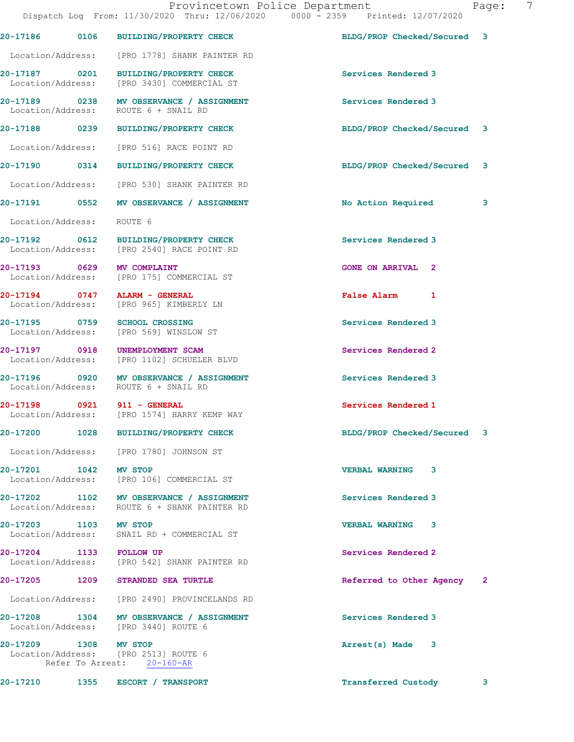20-17186 0106 BUILDING/PROPERTY CHECK BLDG/PROP Checked/Secured 3
Location/Address: [PRO 1778] SHANK PAINTER RD

20-17187 0201 BUILDING/PROPERTY CHECK Services Rendered 3
Location/Address: [PRO 3430] COMMERCIAL ST

20-17189 0238 MV OBSERVANCE / ASSIGNMENT Services Rendered 3
Location/Address: ROUTE 6 + SNAIL RD

20-17188 0239 BUILDING/PROPERTY CHECK BLDG/PROP Checked/Secured 3
Location/Address: [PRO 516] RACE POINT RD

20-17190 0314 BUILDING/PROPERTY CHECK BLDG/PROP Checked/Secured 3
Location/Address: [PRO 530] SHANK PAINTER RD

20-17191 0552 MV OBSERVANCE / ASSIGNMENT No Action Required 3
Location/Address: ROUTE 6

20-17192 0612 BUILDING/PROPERTY CHECK Services Rendered 3
Location/Address: [PRO 2540] RACE POINT RD

20-17193 0629 MV COMPLAINT GONE ON ARRIVAL 2
Location/Address: [PRO 175] COMMERCIAL ST

20-17194 0747 ALARM - GENERAL False Alarm 1
Location/Address: [PRO 965] KIMBERLY LN

20-17195 0759 SCHOOL CROSSING Services Rendered 3
Location/Address: [PRO 569] WINSLOW ST

20-17197 0918 UNEMPLOYMENT SCAM Services Rendered 2
Location/Address: [PRO 1102] SCHUELER BLVD

20-17196 0920 MV OBSERVANCE / ASSIGNMENT Services Rendered 3
Location/Address: ROUTE 6 + SNAIL RD

20-17198 0921 911 - GENERAL Services Rendered 1
Location/Address: [PRO 1574] HARRY KEMP WAY

20-17200 1028 BUILDING/PROPERTY CHECK BLDG/PROP Checked/Secured 3
Location/Address: [PRO 1780] JOHNSON ST

20-17201 1042 MV STOP VERBAL WARNING 3
Location/Address: [PRO 106] COMMERCIAL ST

20-17202 1102 MV OBSERVANCE / ASSIGNMENT Services Rendered 3
Location/Address: ROUTE 6 + SHANK PAINTER RD

20-17203 1103 MV STOP VERBAL WARNING 3
Location/Address: SNAIL RD + COMMERCIAL ST

20-17204 1133 FOLLOW UP Services Rendered 2
Location/Address: [PRO 542] SHANK PAINTER RD

20-17205 1209 STRANDED SEA TURTLE Referred to Other Agency 2
Location/Address: [PRO 2490] PROVINCELANDS RD

20-17208 1304 MV OBSERVANCE / ASSIGNMENT Services Rendered 3
Location/Address: [PRO 3440] ROUTE 6

20-17209 1308 MV STOP Arrest(s) Made 3
Location/Address: [PRO 2513] ROUTE 6
Refer To Arrest: 20-160-AR

20-17210 1355 ESCORT / TRANSPORT Transferred Custody 3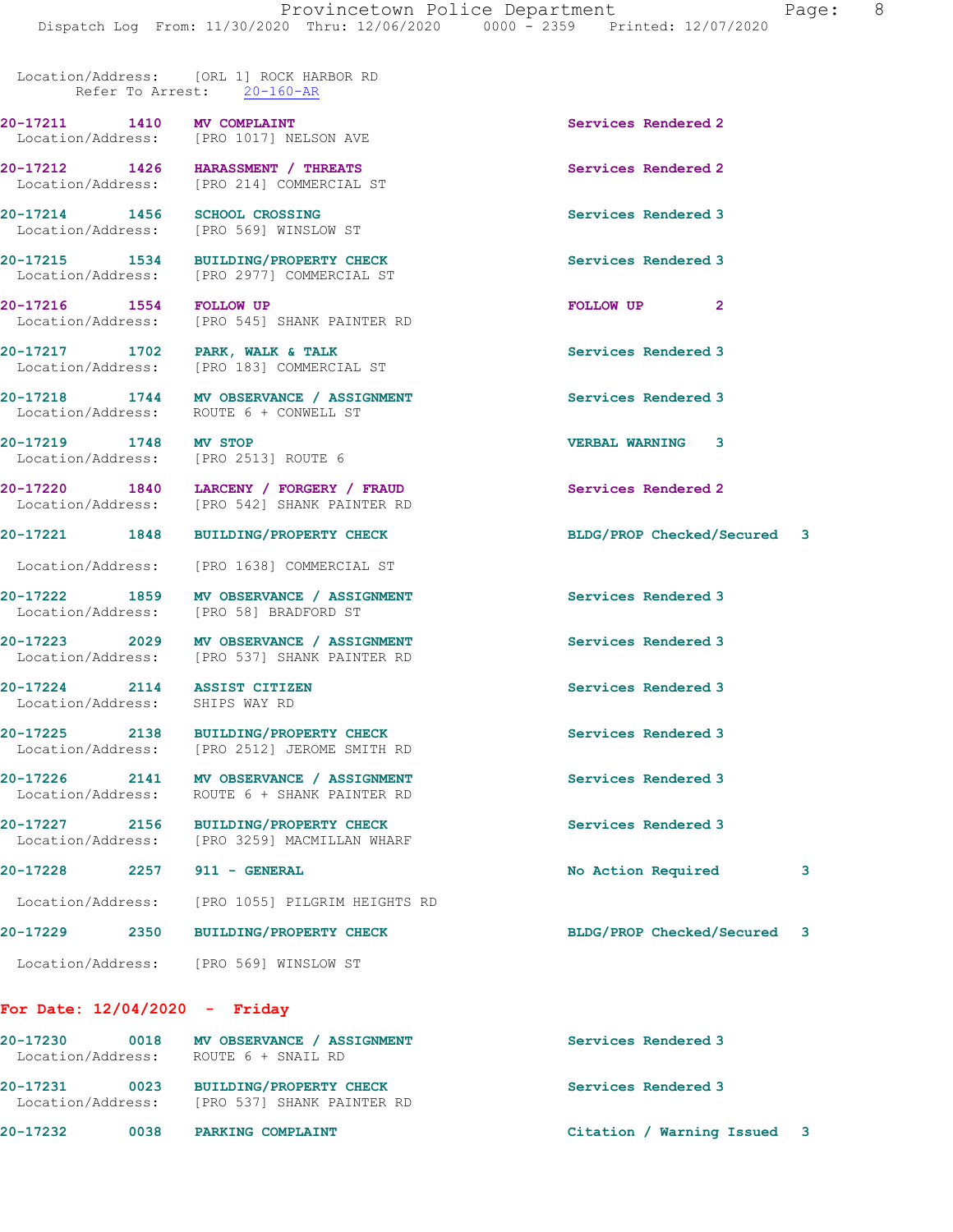Location/Address: [ORL 1] ROCK HARBOR RD
Refer To Arrest: 20-160-AR

20-17211 1410 **MV COMPLAINT** Services Rendered 2
Location/Address: [PRO 1017] NELSON AVE

20-17212 1426 **HARASSMENT / THREATS** Services Rendered 2
Location/Address: [PRO 214] COMMERCIAL ST

20-17214 1456 **SCHOOL CROSSING** Services Rendered 3
Location/Address: [PRO 569] WINSLOW ST

20-17215 1534 **BUILDING/PROPERTY CHECK** Services Rendered 3
Location/Address: [PRO 2977] COMMERCIAL ST

20-17216 1554 **FOLLOW UP** FOLLOW UP 2
Location/Address: [PRO 545] SHANK PAINTER RD

20-17217 1702 **PARK, WALK & TALK** Services Rendered 3
Location/Address: [PRO 183] COMMERCIAL ST

20-17218 1744 **MV OBSERVANCE / ASSIGNMENT** Services Rendered 3
Location/Address: ROUTE 6 + CONWELL ST

20-17219 1748 **MV STOP** VERBAL WARNING 3
Location/Address: [PRO 2513] ROUTE 6

20-17220 1840 **LARCENY / FORGERY / FRAUD** Services Rendered 2
Location/Address: [PRO 542] SHANK PAINTER RD

20-17221 1848 **BUILDING/PROPERTY CHECK** BLDG/PROP Checked/Secured 3
Location/Address: [PRO 1638] COMMERCIAL ST

20-17222 1859 **MV OBSERVANCE / ASSIGNMENT** Services Rendered 3
Location/Address: [PRO 58] BRADFORD ST

20-17223 2029 **MV OBSERVANCE / ASSIGNMENT** Services Rendered 3
Location/Address: [PRO 537] SHANK PAINTER RD

20-17224 2114 **ASSIST CITIZEN** Services Rendered 3
Location/Address: SHIPS WAY RD

20-17225 2138 **BUILDING/PROPERTY CHECK** Services Rendered 3
Location/Address: [PRO 2512] JEROME SMITH RD

20-17226 2141 **MV OBSERVANCE / ASSIGNMENT** Services Rendered 3
Location/Address: ROUTE 6 + SHANK PAINTER RD

20-17227 2156 **BUILDING/PROPERTY CHECK** Services Rendered 3
Location/Address: [PRO 3259] MACMILLAN WHARF

20-17228 2257 **911 - GENERAL** No Action Required 3
Location/Address: [PRO 1055] PILGRIM HEIGHTS RD

20-17229 2350 **BUILDING/PROPERTY CHECK** BLDG/PROP Checked/Secured 3
Location/Address: [PRO 569] WINSLOW ST

**For Date: 12/04/2020 - Friday**

20-17230 0018 **MV OBSERVANCE / ASSIGNMENT** Services Rendered 3
Location/Address: ROUTE 6 + SNAIL RD

20-17231 0023 **BUILDING/PROPERTY CHECK** Services Rendered 3
Location/Address: [PRO 537] SHANK PAINTER RD

20-17232 0038 **PARKING COMPLAINT** Citation / Warning Issued 3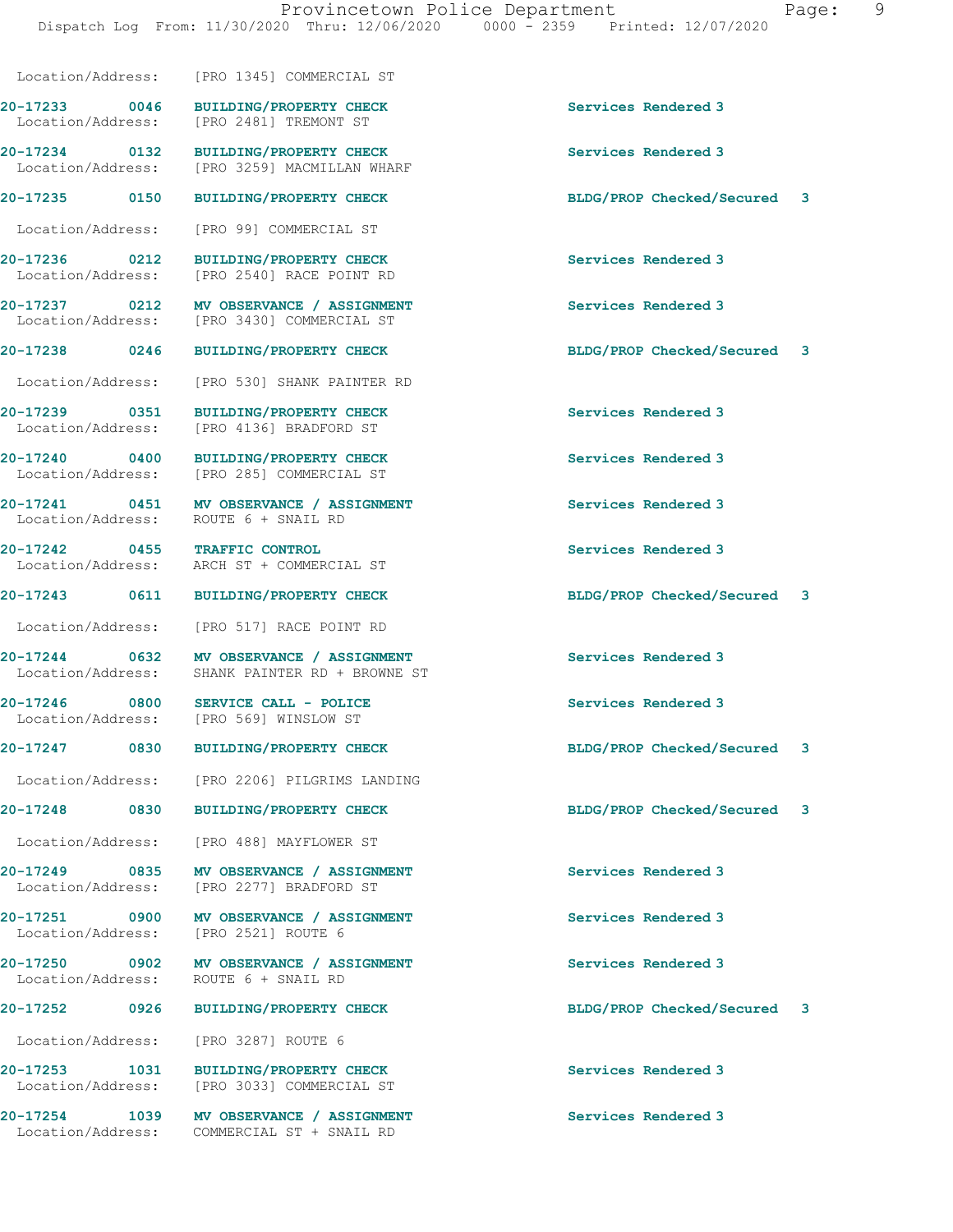Location/Address: [PRO 1345] COMMERCIAL ST

**20-17233 0046 BUILDING/PROPERTY CHECK** — Services Rendered 3
Location/Address: [PRO 2481] TREMONT ST

**20-17234 0132 BUILDING/PROPERTY CHECK** — Services Rendered 3
Location/Address: [PRO 3259] MACMILLAN WHARF

**20-17235 0150 BUILDING/PROPERTY CHECK** — BLDG/PROP Checked/Secured 3
Location/Address: [PRO 99] COMMERCIAL ST

**20-17236 0212 BUILDING/PROPERTY CHECK** — Services Rendered 3
Location/Address: [PRO 2540] RACE POINT RD

**20-17237 0212 MV OBSERVANCE / ASSIGNMENT** — Services Rendered 3
Location/Address: [PRO 3430] COMMERCIAL ST

**20-17238 0246 BUILDING/PROPERTY CHECK** — BLDG/PROP Checked/Secured 3
Location/Address: [PRO 530] SHANK PAINTER RD

**20-17239 0351 BUILDING/PROPERTY CHECK** — Services Rendered 3
Location/Address: [PRO 4136] BRADFORD ST

**20-17240 0400 BUILDING/PROPERTY CHECK** — Services Rendered 3
Location/Address: [PRO 285] COMMERCIAL ST

**20-17241 0451 MV OBSERVANCE / ASSIGNMENT** — Services Rendered 3
Location/Address: ROUTE 6 + SNAIL RD

**20-17242 0455 TRAFFIC CONTROL** — Services Rendered 3
Location/Address: ARCH ST + COMMERCIAL ST

**20-17243 0611 BUILDING/PROPERTY CHECK** — BLDG/PROP Checked/Secured 3
Location/Address: [PRO 517] RACE POINT RD

**20-17244 0632 MV OBSERVANCE / ASSIGNMENT** — Services Rendered 3
Location/Address: SHANK PAINTER RD + BROWNE ST

**20-17246 0800 SERVICE CALL - POLICE** — Services Rendered 3
Location/Address: [PRO 569] WINSLOW ST

**20-17247 0830 BUILDING/PROPERTY CHECK** — BLDG/PROP Checked/Secured 3
Location/Address: [PRO 2206] PILGRIMS LANDING

**20-17248 0830 BUILDING/PROPERTY CHECK** — BLDG/PROP Checked/Secured 3
Location/Address: [PRO 488] MAYFLOWER ST

**20-17249 0835 MV OBSERVANCE / ASSIGNMENT** — Services Rendered 3
Location/Address: [PRO 2277] BRADFORD ST

**20-17251 0900 MV OBSERVANCE / ASSIGNMENT** — Services Rendered 3
Location/Address: [PRO 2521] ROUTE 6

**20-17250 0902 MV OBSERVANCE / ASSIGNMENT** — Services Rendered 3
Location/Address: ROUTE 6 + SNAIL RD

**20-17252 0926 BUILDING/PROPERTY CHECK** — BLDG/PROP Checked/Secured 3
Location/Address: [PRO 3287] ROUTE 6

**20-17253 1031 BUILDING/PROPERTY CHECK** — Services Rendered 3
Location/Address: [PRO 3033] COMMERCIAL ST

**20-17254 1039 MV OBSERVANCE / ASSIGNMENT** — Services Rendered 3
Location/Address: COMMERCIAL ST + SNAIL RD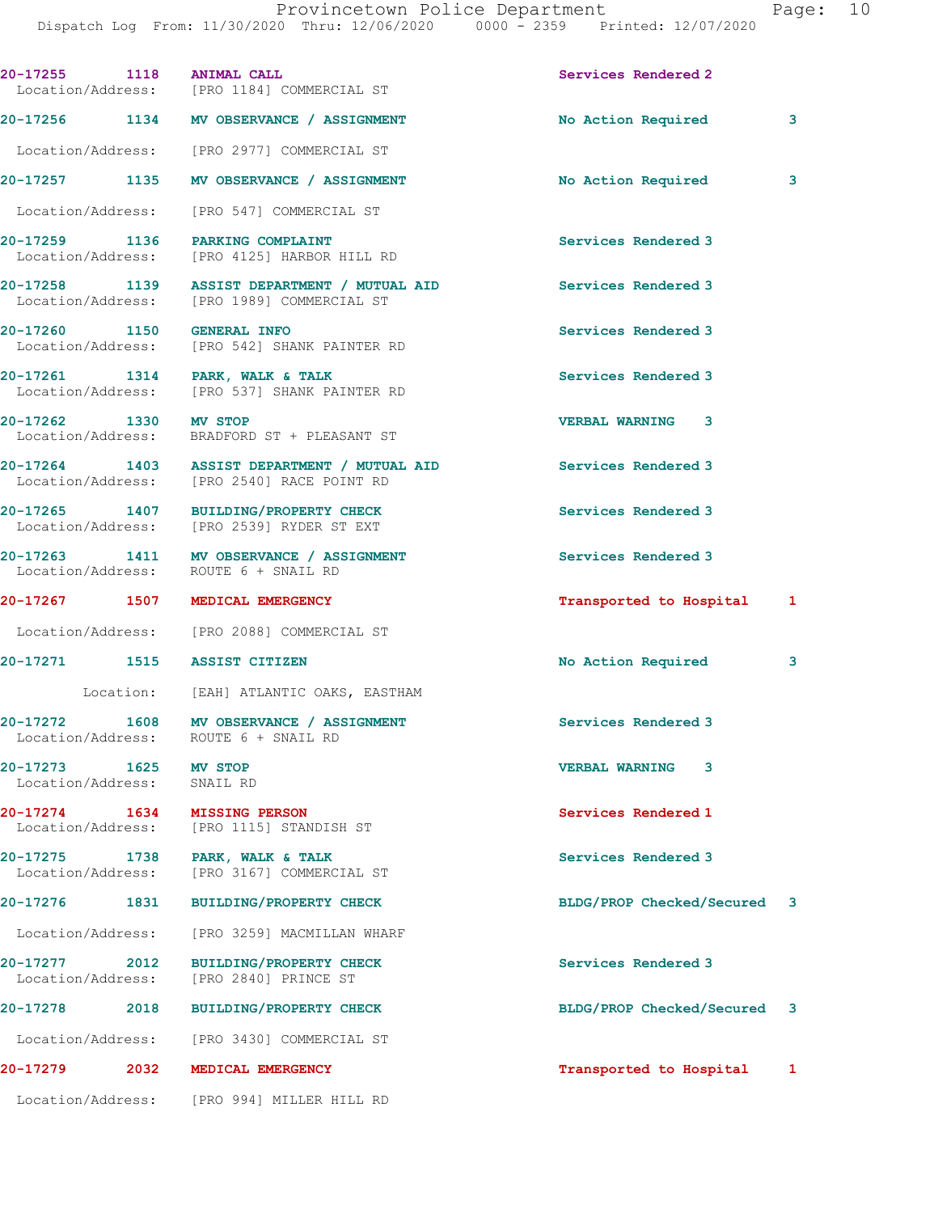20-17255 1118 ANIMAL CALL Services Rendered 2
Location/Address: [PRO 1184] COMMERCIAL ST

20-17256 1134 MV OBSERVANCE / ASSIGNMENT No Action Required 3
Location/Address: [PRO 2977] COMMERCIAL ST

20-17257 1135 MV OBSERVANCE / ASSIGNMENT No Action Required 3
Location/Address: [PRO 547] COMMERCIAL ST

20-17259 1136 PARKING COMPLAINT Services Rendered 3
Location/Address: [PRO 4125] HARBOR HILL RD

20-17258 1139 ASSIST DEPARTMENT / MUTUAL AID Services Rendered 3
Location/Address: [PRO 1989] COMMERCIAL ST

20-17260 1150 GENERAL INFO Services Rendered 3
Location/Address: [PRO 542] SHANK PAINTER RD

20-17261 1314 PARK, WALK & TALK Services Rendered 3
Location/Address: [PRO 537] SHANK PAINTER RD

20-17262 1330 MV STOP VERBAL WARNING 3
Location/Address: BRADFORD ST + PLEASANT ST

20-17264 1403 ASSIST DEPARTMENT / MUTUAL AID Services Rendered 3
Location/Address: [PRO 2540] RACE POINT RD

20-17265 1407 BUILDING/PROPERTY CHECK Services Rendered 3
Location/Address: [PRO 2539] RYDER ST EXT

20-17263 1411 MV OBSERVANCE / ASSIGNMENT Services Rendered 3
Location/Address: ROUTE 6 + SNAIL RD

20-17267 1507 MEDICAL EMERGENCY Transported to Hospital 1
Location/Address: [PRO 2088] COMMERCIAL ST

20-17271 1515 ASSIST CITIZEN No Action Required 3
Location: [EAH] ATLANTIC OAKS, EASTHAM

20-17272 1608 MV OBSERVANCE / ASSIGNMENT Services Rendered 3
Location/Address: ROUTE 6 + SNAIL RD

20-17273 1625 MV STOP VERBAL WARNING 3
Location/Address: SNAIL RD

20-17274 1634 MISSING PERSON Services Rendered 1
Location/Address: [PRO 1115] STANDISH ST

20-17275 1738 PARK, WALK & TALK Services Rendered 3
Location/Address: [PRO 3167] COMMERCIAL ST

20-17276 1831 BUILDING/PROPERTY CHECK BLDG/PROP Checked/Secured 3
Location/Address: [PRO 3259] MACMILLAN WHARF

20-17277 2012 BUILDING/PROPERTY CHECK Services Rendered 3
Location/Address: [PRO 2840] PRINCE ST

20-17278 2018 BUILDING/PROPERTY CHECK BLDG/PROP Checked/Secured 3
Location/Address: [PRO 3430] COMMERCIAL ST

20-17279 2032 MEDICAL EMERGENCY Transported to Hospital 1
Location/Address: [PRO 994] MILLER HILL RD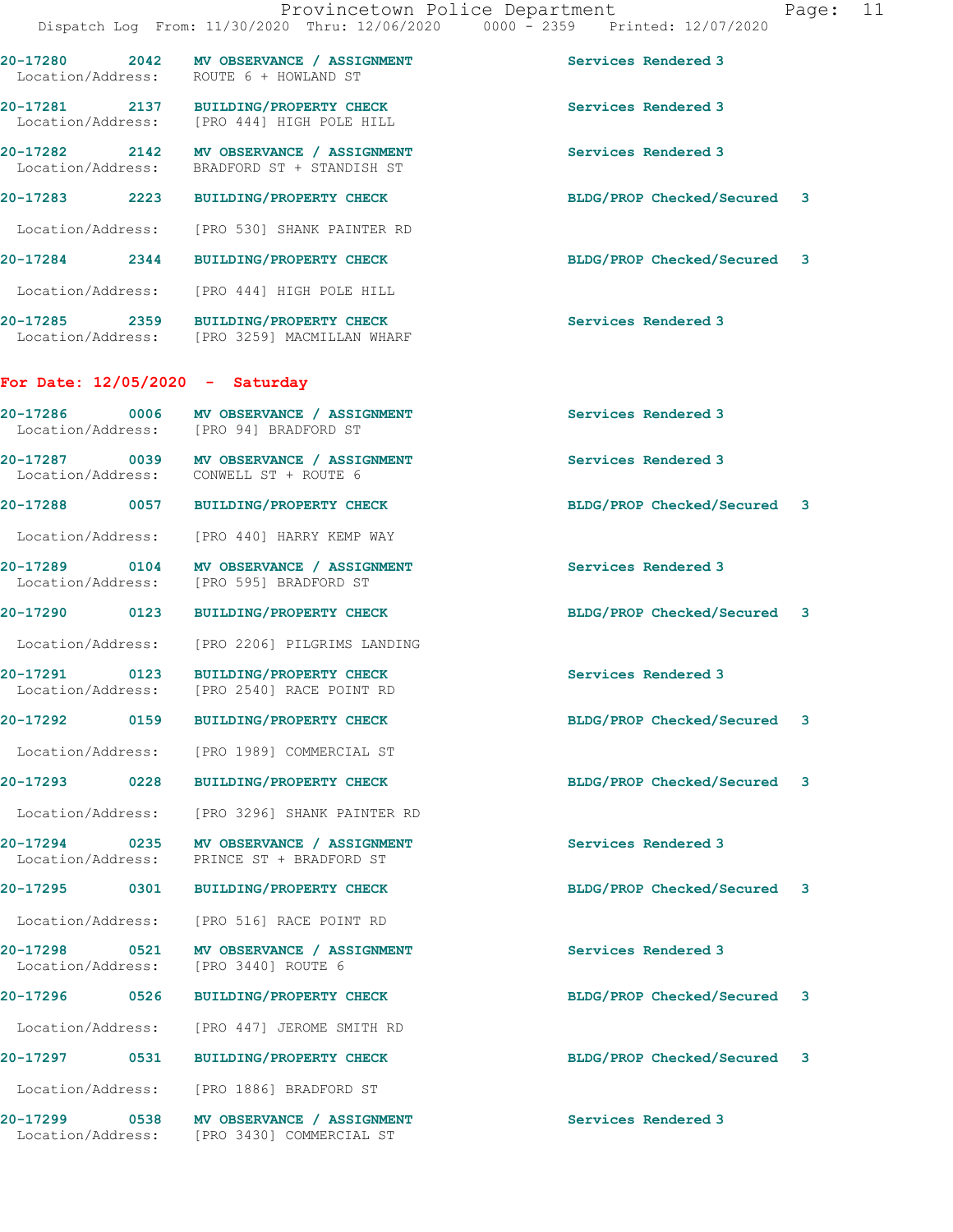20-17280 2042 MV OBSERVANCE / ASSIGNMENT Services Rendered 3
Location/Address: ROUTE 6 + HOWLAND ST

20-17281 2137 BUILDING/PROPERTY CHECK Services Rendered 3
Location/Address: [PRO 444] HIGH POLE HILL

20-17282 2142 MV OBSERVANCE / ASSIGNMENT Services Rendered 3
Location/Address: BRADFORD ST + STANDISH ST

20-17283 2223 BUILDING/PROPERTY CHECK BLDG/PROP Checked/Secured 3
Location/Address: [PRO 530] SHANK PAINTER RD

20-17284 2344 BUILDING/PROPERTY CHECK BLDG/PROP Checked/Secured 3
Location/Address: [PRO 444] HIGH POLE HILL

20-17285 2359 BUILDING/PROPERTY CHECK Services Rendered 3
Location/Address: [PRO 3259] MACMILLAN WHARF

## For Date: 12/05/2020 - Saturday

20-17286 0006 MV OBSERVANCE / ASSIGNMENT Services Rendered 3
Location/Address: [PRO 94] BRADFORD ST

20-17287 0039 MV OBSERVANCE / ASSIGNMENT Services Rendered 3
Location/Address: CONWELL ST + ROUTE 6

20-17288 0057 BUILDING/PROPERTY CHECK BLDG/PROP Checked/Secured 3
Location/Address: [PRO 440] HARRY KEMP WAY

20-17289 0104 MV OBSERVANCE / ASSIGNMENT Services Rendered 3
Location/Address: [PRO 595] BRADFORD ST

20-17290 0123 BUILDING/PROPERTY CHECK BLDG/PROP Checked/Secured 3
Location/Address: [PRO 2206] PILGRIMS LANDING

20-17291 0123 BUILDING/PROPERTY CHECK Services Rendered 3
Location/Address: [PRO 2540] RACE POINT RD

20-17292 0159 BUILDING/PROPERTY CHECK BLDG/PROP Checked/Secured 3
Location/Address: [PRO 1989] COMMERCIAL ST

20-17293 0228 BUILDING/PROPERTY CHECK BLDG/PROP Checked/Secured 3
Location/Address: [PRO 3296] SHANK PAINTER RD

20-17294 0235 MV OBSERVANCE / ASSIGNMENT Services Rendered 3
Location/Address: PRINCE ST + BRADFORD ST

20-17295 0301 BUILDING/PROPERTY CHECK BLDG/PROP Checked/Secured 3
Location/Address: [PRO 516] RACE POINT RD

20-17298 0521 MV OBSERVANCE / ASSIGNMENT Services Rendered 3
Location/Address: [PRO 3440] ROUTE 6

20-17296 0526 BUILDING/PROPERTY CHECK BLDG/PROP Checked/Secured 3
Location/Address: [PRO 447] JEROME SMITH RD

20-17297 0531 BUILDING/PROPERTY CHECK BLDG/PROP Checked/Secured 3
Location/Address: [PRO 1886] BRADFORD ST

20-17299 0538 MV OBSERVANCE / ASSIGNMENT Services Rendered 3
Location/Address: [PRO 3430] COMMERCIAL ST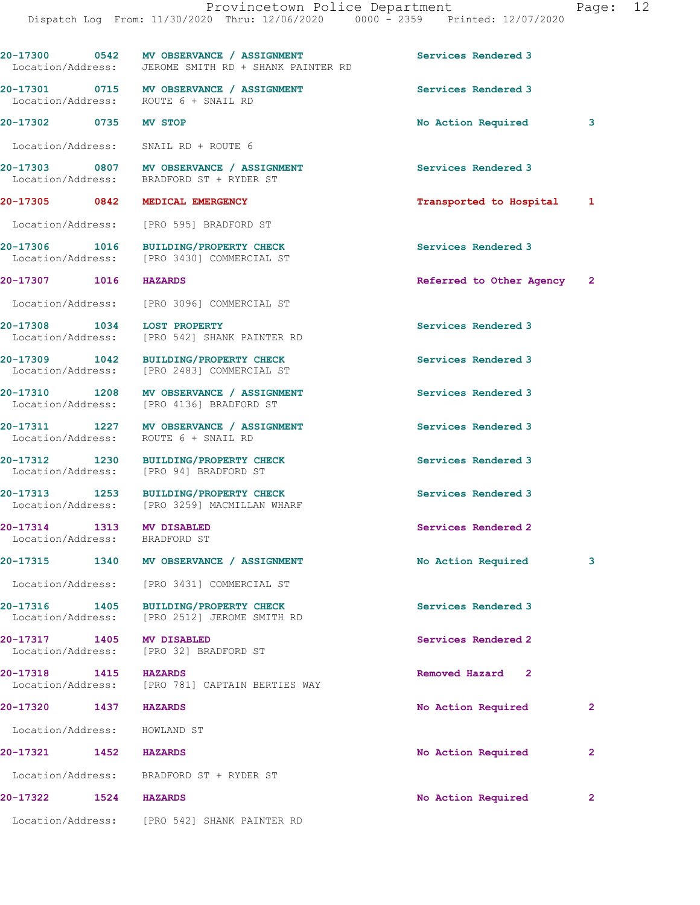| Call # | Time | Call Type | Action | Priority |
|---|---|---|---|---|
| 20-17300 | 0542 | MV OBSERVANCE / ASSIGNMENT | Services Rendered | 3 |
| Location/Address: | | JEROME SMITH RD + SHANK PAINTER RD | | |
| 20-17301 | 0715 | MV OBSERVANCE / ASSIGNMENT | Services Rendered | 3 |
| Location/Address: | | ROUTE 6 + SNAIL RD | | |
| 20-17302 | 0735 | MV STOP | No Action Required | 3 |
| Location/Address: | | SNAIL RD + ROUTE 6 | | |
| 20-17303 | 0807 | MV OBSERVANCE / ASSIGNMENT | Services Rendered | 3 |
| Location/Address: | | BRADFORD ST + RYDER ST | | |
| 20-17305 | 0842 | MEDICAL EMERGENCY | Transported to Hospital | 1 |
| Location/Address: | | [PRO 595] BRADFORD ST | | |
| 20-17306 | 1016 | BUILDING/PROPERTY CHECK | Services Rendered | 3 |
| Location/Address: | | [PRO 3430] COMMERCIAL ST | | |
| 20-17307 | 1016 | HAZARDS | Referred to Other Agency | 2 |
| Location/Address: | | [PRO 3096] COMMERCIAL ST | | |
| 20-17308 | 1034 | LOST PROPERTY | Services Rendered | 3 |
| Location/Address: | | [PRO 542] SHANK PAINTER RD | | |
| 20-17309 | 1042 | BUILDING/PROPERTY CHECK | Services Rendered | 3 |
| Location/Address: | | [PRO 2483] COMMERCIAL ST | | |
| 20-17310 | 1208 | MV OBSERVANCE / ASSIGNMENT | Services Rendered | 3 |
| Location/Address: | | [PRO 4136] BRADFORD ST | | |
| 20-17311 | 1227 | MV OBSERVANCE / ASSIGNMENT | Services Rendered | 3 |
| Location/Address: | | ROUTE 6 + SNAIL RD | | |
| 20-17312 | 1230 | BUILDING/PROPERTY CHECK | Services Rendered | 3 |
| Location/Address: | | [PRO 94] BRADFORD ST | | |
| 20-17313 | 1253 | BUILDING/PROPERTY CHECK | Services Rendered | 3 |
| Location/Address: | | [PRO 3259] MACMILLAN WHARF | | |
| 20-17314 | 1313 | MV DISABLED | Services Rendered | 2 |
| Location/Address: | | BRADFORD ST | | |
| 20-17315 | 1340 | MV OBSERVANCE / ASSIGNMENT | No Action Required | 3 |
| Location/Address: | | [PRO 3431] COMMERCIAL ST | | |
| 20-17316 | 1405 | BUILDING/PROPERTY CHECK | Services Rendered | 3 |
| Location/Address: | | [PRO 2512] JEROME SMITH RD | | |
| 20-17317 | 1405 | MV DISABLED | Services Rendered | 2 |
| Location/Address: | | [PRO 32] BRADFORD ST | | |
| 20-17318 | 1415 | HAZARDS | Removed Hazard | 2 |
| Location/Address: | | [PRO 781] CAPTAIN BERTIES WAY | | |
| 20-17320 | 1437 | HAZARDS | No Action Required | 2 |
| Location/Address: | | HOWLAND ST | | |
| 20-17321 | 1452 | HAZARDS | No Action Required | 2 |
| Location/Address: | | BRADFORD ST + RYDER ST | | |
| 20-17322 | 1524 | HAZARDS | No Action Required | 2 |
| Location/Address: | | [PRO 542] SHANK PAINTER RD | | |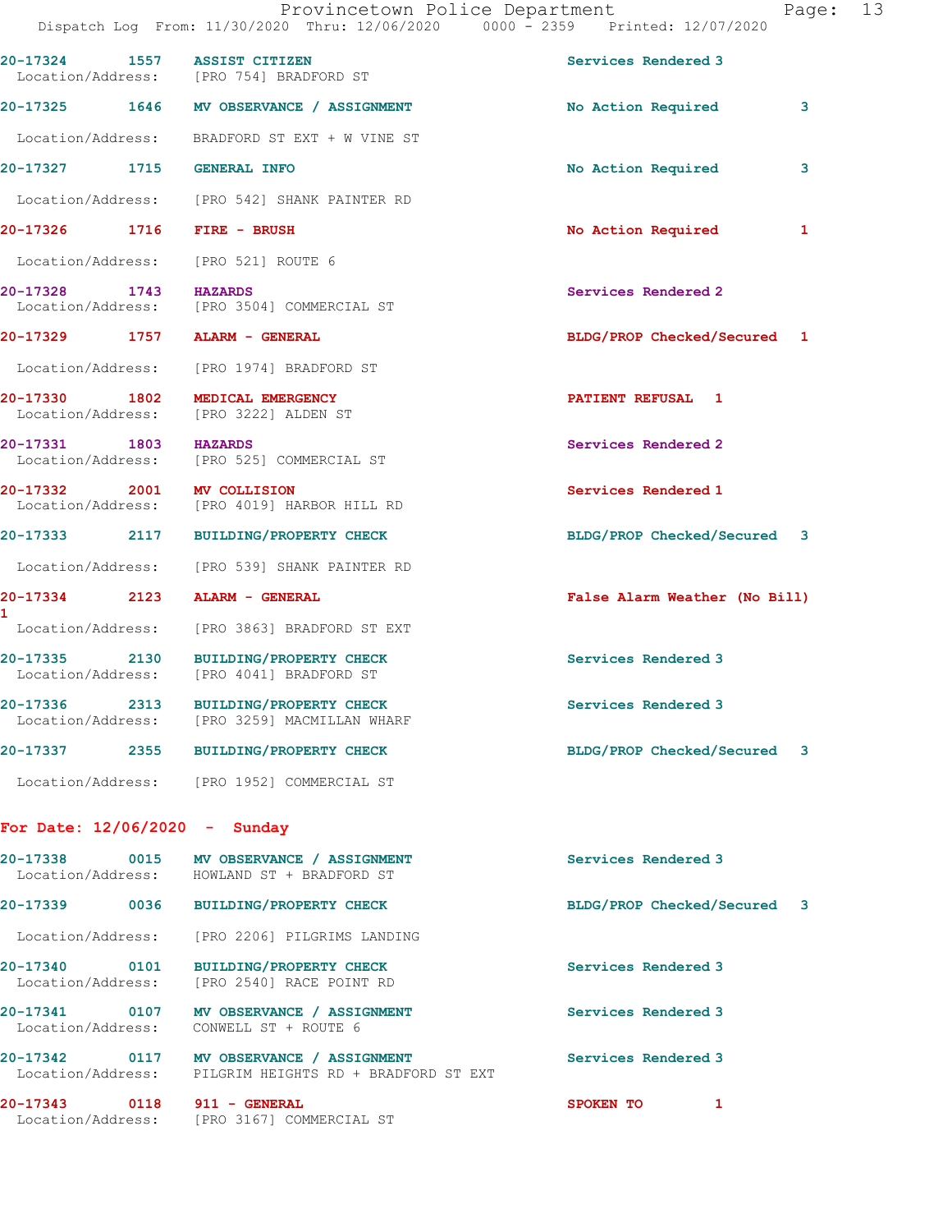20-17324 1557 ASSIST CITIZEN Services Rendered 3
Location/Address: [PRO 754] BRADFORD ST

20-17325 1646 MV OBSERVANCE / ASSIGNMENT No Action Required 3
Location/Address: BRADFORD ST EXT + W VINE ST

20-17327 1715 GENERAL INFO No Action Required 3
Location/Address: [PRO 542] SHANK PAINTER RD

20-17326 1716 FIRE - BRUSH No Action Required 1
Location/Address: [PRO 521] ROUTE 6

20-17328 1743 HAZARDS Services Rendered 2
Location/Address: [PRO 3504] COMMERCIAL ST

20-17329 1757 ALARM - GENERAL BLDG/PROP Checked/Secured 1
Location/Address: [PRO 1974] BRADFORD ST

20-17330 1802 MEDICAL EMERGENCY PATIENT REFUSAL 1
Location/Address: [PRO 3222] ALDEN ST

20-17331 1803 HAZARDS Services Rendered 2
Location/Address: [PRO 525] COMMERCIAL ST

20-17332 2001 MV COLLISION Services Rendered 1
Location/Address: [PRO 4019] HARBOR HILL RD

20-17333 2117 BUILDING/PROPERTY CHECK BLDG/PROP Checked/Secured 3
Location/Address: [PRO 539] SHANK PAINTER RD

20-17334 2123 ALARM - GENERAL False Alarm Weather (No Bill) 1
Location/Address: [PRO 3863] BRADFORD ST EXT

20-17335 2130 BUILDING/PROPERTY CHECK Services Rendered 3
Location/Address: [PRO 4041] BRADFORD ST

20-17336 2313 BUILDING/PROPERTY CHECK Services Rendered 3
Location/Address: [PRO 3259] MACMILLAN WHARF

20-17337 2355 BUILDING/PROPERTY CHECK BLDG/PROP Checked/Secured 3
Location/Address: [PRO 1952] COMMERCIAL ST

## For Date: 12/06/2020 - Sunday

20-17338 0015 MV OBSERVANCE / ASSIGNMENT Services Rendered 3
Location/Address: HOWLAND ST + BRADFORD ST

20-17339 0036 BUILDING/PROPERTY CHECK BLDG/PROP Checked/Secured 3
Location/Address: [PRO 2206] PILGRIMS LANDING

20-17340 0101 BUILDING/PROPERTY CHECK Services Rendered 3
Location/Address: [PRO 2540] RACE POINT RD

20-17341 0107 MV OBSERVANCE / ASSIGNMENT Services Rendered 3
Location/Address: CONWELL ST + ROUTE 6

20-17342 0117 MV OBSERVANCE / ASSIGNMENT Services Rendered 3
Location/Address: PILGRIM HEIGHTS RD + BRADFORD ST EXT

20-17343 0118 911 - GENERAL SPOKEN TO 1
Location/Address: [PRO 3167] COMMERCIAL ST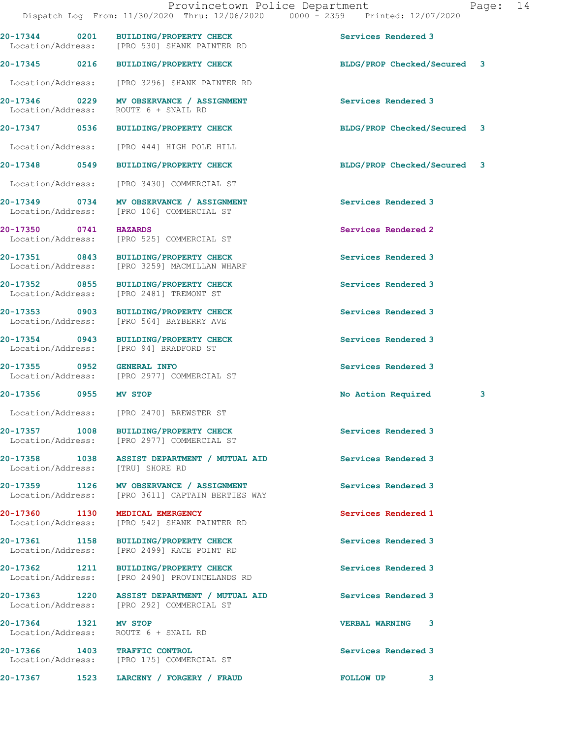20-17344 0201 BUILDING/PROPERTY CHECK Services Rendered 3
Location/Address: [PRO 530] SHANK PAINTER RD

20-17345 0216 BUILDING/PROPERTY CHECK BLDG/PROP Checked/Secured 3
Location/Address: [PRO 3296] SHANK PAINTER RD

20-17346 0229 MV OBSERVANCE / ASSIGNMENT Services Rendered 3
Location/Address: ROUTE 6 + SNAIL RD

20-17347 0536 BUILDING/PROPERTY CHECK BLDG/PROP Checked/Secured 3
Location/Address: [PRO 444] HIGH POLE HILL

20-17348 0549 BUILDING/PROPERTY CHECK BLDG/PROP Checked/Secured 3
Location/Address: [PRO 3430] COMMERCIAL ST

20-17349 0734 MV OBSERVANCE / ASSIGNMENT Services Rendered 3
Location/Address: [PRO 106] COMMERCIAL ST

20-17350 0741 HAZARDS Services Rendered 2
Location/Address: [PRO 525] COMMERCIAL ST

20-17351 0843 BUILDING/PROPERTY CHECK Services Rendered 3
Location/Address: [PRO 3259] MACMILLAN WHARF

20-17352 0855 BUILDING/PROPERTY CHECK Services Rendered 3
Location/Address: [PRO 2481] TREMONT ST

20-17353 0903 BUILDING/PROPERTY CHECK Services Rendered 3
Location/Address: [PRO 564] BAYBERRY AVE

20-17354 0943 BUILDING/PROPERTY CHECK Services Rendered 3
Location/Address: [PRO 94] BRADFORD ST

20-17355 0952 GENERAL INFO Services Rendered 3
Location/Address: [PRO 2977] COMMERCIAL ST

20-17356 0955 MV STOP No Action Required 3
Location/Address: [PRO 2470] BREWSTER ST

20-17357 1008 BUILDING/PROPERTY CHECK Services Rendered 3
Location/Address: [PRO 2977] COMMERCIAL ST

20-17358 1038 ASSIST DEPARTMENT / MUTUAL AID Services Rendered 3
Location/Address: [TRU] SHORE RD

20-17359 1126 MV OBSERVANCE / ASSIGNMENT Services Rendered 3
Location/Address: [PRO 3611] CAPTAIN BERTIES WAY

20-17360 1130 MEDICAL EMERGENCY Services Rendered 1
Location/Address: [PRO 542] SHANK PAINTER RD

20-17361 1158 BUILDING/PROPERTY CHECK Services Rendered 3
Location/Address: [PRO 2499] RACE POINT RD

20-17362 1211 BUILDING/PROPERTY CHECK Services Rendered 3
Location/Address: [PRO 2490] PROVINCELANDS RD

20-17363 1220 ASSIST DEPARTMENT / MUTUAL AID Services Rendered 3
Location/Address: [PRO 292] COMMERCIAL ST

20-17364 1321 MV STOP VERBAL WARNING 3
Location/Address: ROUTE 6 + SNAIL RD

20-17366 1403 TRAFFIC CONTROL Services Rendered 3
Location/Address: [PRO 175] COMMERCIAL ST

20-17367 1523 LARCENY / FORGERY / FRAUD FOLLOW UP 3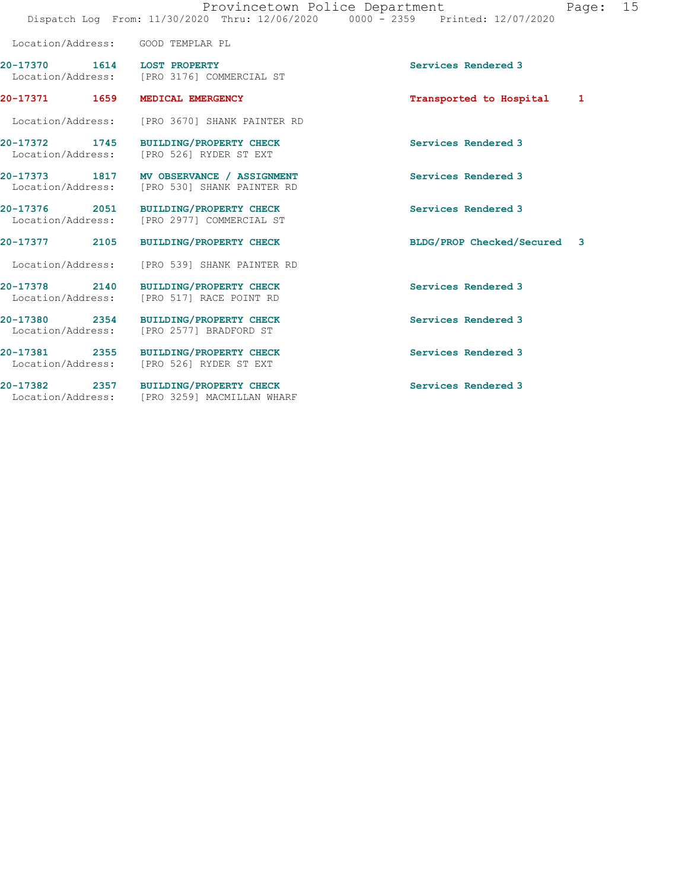Location/Address: GOOD TEMPLAR PL

**20-17370 1614 LOST PROPERTY** Services Rendered 3
Location/Address: [PRO 3176] COMMERCIAL ST

**20-17371 1659 MEDICAL EMERGENCY** Transported to Hospital 1
Location/Address: [PRO 3670] SHANK PAINTER RD

**20-17372 1745 BUILDING/PROPERTY CHECK** Services Rendered 3
Location/Address: [PRO 526] RYDER ST EXT

**20-17373 1817 MV OBSERVANCE / ASSIGNMENT** Services Rendered 3
Location/Address: [PRO 530] SHANK PAINTER RD

**20-17376 2051 BUILDING/PROPERTY CHECK** Services Rendered 3
Location/Address: [PRO 2977] COMMERCIAL ST

**20-17377 2105 BUILDING/PROPERTY CHECK** BLDG/PROP Checked/Secured 3
Location/Address: [PRO 539] SHANK PAINTER RD

**20-17378 2140 BUILDING/PROPERTY CHECK** Services Rendered 3
Location/Address: [PRO 517] RACE POINT RD

**20-17380 2354 BUILDING/PROPERTY CHECK** Services Rendered 3
Location/Address: [PRO 2577] BRADFORD ST

**20-17381 2355 BUILDING/PROPERTY CHECK** Services Rendered 3
Location/Address: [PRO 526] RYDER ST EXT

**20-17382 2357 BUILDING/PROPERTY CHECK** Services Rendered 3
Location/Address: [PRO 3259] MACMILLAN WHARF